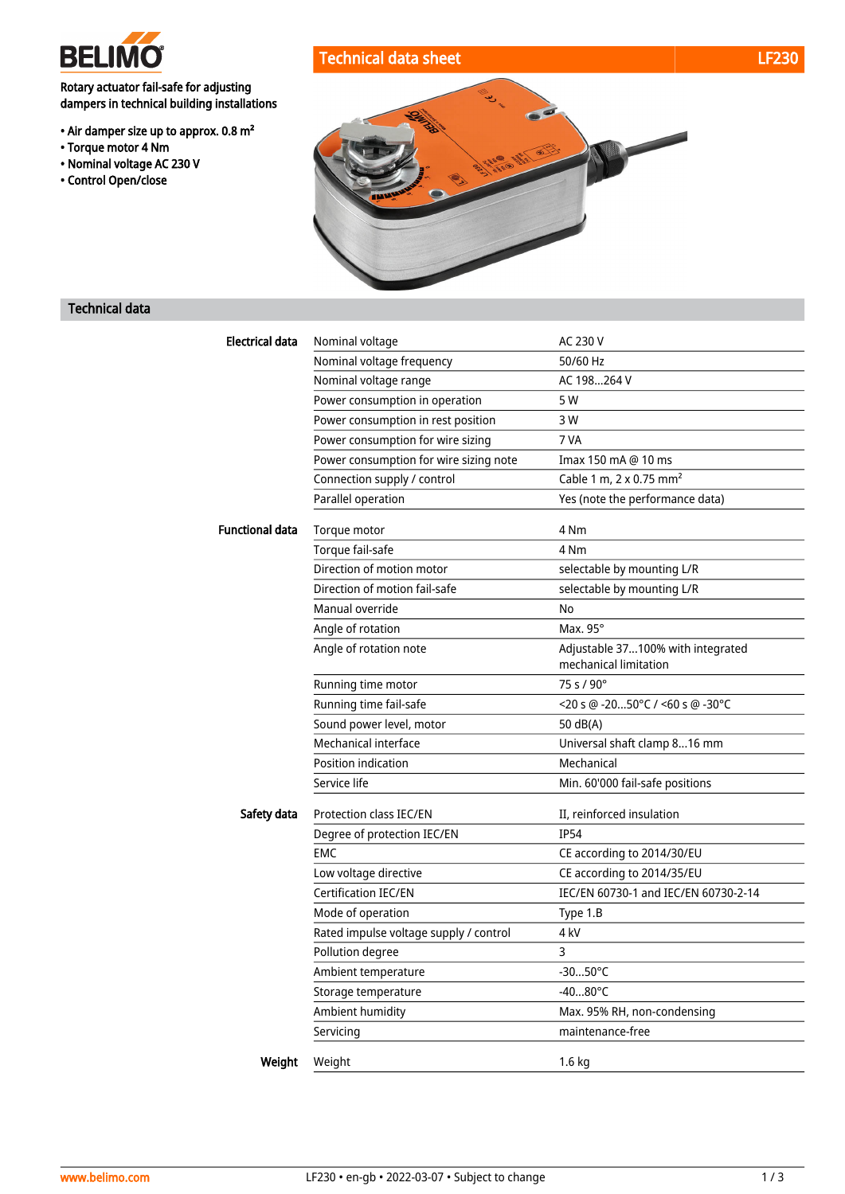BELIMO

# Technical data sheet LF230

Rotary actuator fail-safe for adjusting dampers in technical building installations

- Air damper size up to approx. 0.8 m²
- Torque motor 4 Nm
- Nominal voltage AC 230 V
- Control Open/close

## Technical data

| | | |
|---|---|---|
| **Electrical data** | Nominal voltage | AC 230 V |
| | Nominal voltage frequency | 50/60 Hz |
| | Nominal voltage range | AC 198...264 V |
| | Power consumption in operation | 5 W |
| | Power consumption in rest position | 3 W |
| | Power consumption for wire sizing | 7 VA |
| | Power consumption for wire sizing note | Imax 150 mA @ 10 ms |
| | Connection supply / control | Cable 1 m, 2 x 0.75 mm² |
| | Parallel operation | Yes (note the performance data) |
| **Functional data** | Torque motor | 4 Nm |
| | Torque fail-safe | 4 Nm |
| | Direction of motion motor | selectable by mounting L/R |
| | Direction of motion fail-safe | selectable by mounting L/R |
| | Manual override | No |
| | Angle of rotation | Max. 95° |
| | Angle of rotation note | Adjustable 37...100% with integrated mechanical limitation |
| | Running time motor | 75 s / 90° |
| | Running time fail-safe | <20 s @ -20...50°C / <60 s @ -30°C |
| | Sound power level, motor | 50 dB(A) |
| | Mechanical interface | Universal shaft clamp 8...16 mm |
| | Position indication | Mechanical |
| | Service life | Min. 60'000 fail-safe positions |
| **Safety data** | Protection class IEC/EN | II, reinforced insulation |
| | Degree of protection IEC/EN | IP54 |
| | EMC | CE according to 2014/30/EU |
| | Low voltage directive | CE according to 2014/35/EU |
| | Certification IEC/EN | IEC/EN 60730-1 and IEC/EN 60730-2-14 |
| | Mode of operation | Type 1.B |
| | Rated impulse voltage supply / control | 4 kV |
| | Pollution degree | 3 |
| | Ambient temperature | -30...50°C |
| | Storage temperature | -40...80°C |
| | Ambient humidity | Max. 95% RH, non-condensing |
| | Servicing | maintenance-free |
| **Weight** | Weight | 1.6 kg |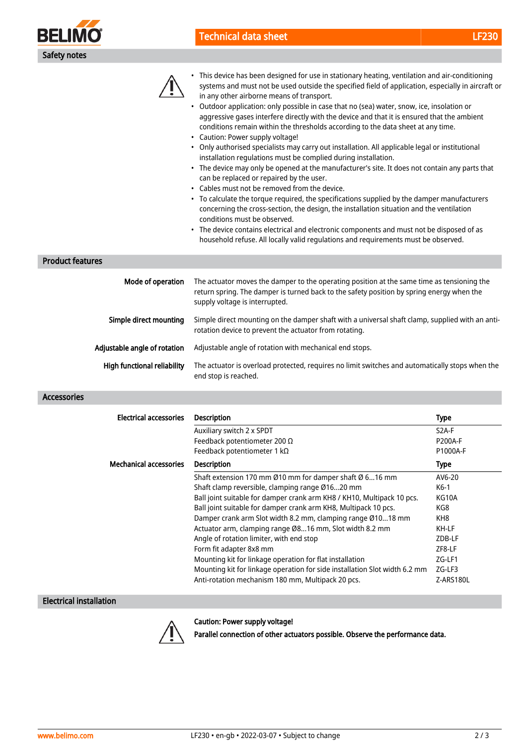## Safety notes

- This device has been designed for use in stationary heating, ventilation and air-conditioning systems and must not be used outside the specified field of application, especially in aircraft or in any other airborne means of transport.
- Outdoor application: only possible in case that no (sea) water, snow, ice, insolation or aggressive gases interfere directly with the device and that it is ensured that the ambient conditions remain within the thresholds according to the data sheet at any time.
- Caution: Power supply voltage!
- Only authorised specialists may carry out installation. All applicable legal or institutional installation regulations must be complied during installation.
- The device may only be opened at the manufacturer's site. It does not contain any parts that can be replaced or repaired by the user.
- Cables must not be removed from the device.
- To calculate the torque required, the specifications supplied by the damper manufacturers concerning the cross-section, the design, the installation situation and the ventilation conditions must be observed.
- The device contains electrical and electronic components and must not be disposed of as household refuse. All locally valid regulations and requirements must be observed.

## Product features

**Mode of operation**
The actuator moves the damper to the operating position at the same time as tensioning the return spring. The damper is turned back to the safety position by spring energy when the supply voltage is interrupted.

**Simple direct mounting**
Simple direct mounting on the damper shaft with a universal shaft clamp, supplied with an anti-rotation device to prevent the actuator from rotating.

**Adjustable angle of rotation**
Adjustable angle of rotation with mechanical end stops.

**High functional reliability**
The actuator is overload protected, requires no limit switches and automatically stops when the end stop is reached.

## Accessories

**Electrical accessories**

| Description | Type |
|---|---|
| Auxiliary switch 2 x SPDT | S2A-F |
| Feedback potentiometer 200 Ω | P200A-F |
| Feedback potentiometer 1 kΩ | P1000A-F |

**Mechanical accessories**

| Description | Type |
|---|---|
| Shaft extension 170 mm Ø10 mm for damper shaft Ø 6...16 mm | AV6-20 |
| Shaft clamp reversible, clamping range Ø16...20 mm | K6-1 |
| Ball joint suitable for damper crank arm KH8 / KH10, Multipack 10 pcs. | KG10A |
| Ball joint suitable for damper crank arm KH8, Multipack 10 pcs. | KG8 |
| Damper crank arm Slot width 8.2 mm, clamping range Ø10...18 mm | KH8 |
| Actuator arm, clamping range Ø8...16 mm, Slot width 8.2 mm | KH-LF |
| Angle of rotation limiter, with end stop | ZDB-LF |
| Form fit adapter 8x8 mm | ZF8-LF |
| Mounting kit for linkage operation for flat installation | ZG-LF1 |
| Mounting kit for linkage operation for side installation Slot width 6.2 mm | ZG-LF3 |
| Anti-rotation mechanism 180 mm, Multipack 20 pcs. | Z-ARS180L |

## Electrical installation

**Caution: Power supply voltage!**

**Parallel connection of other actuators possible. Observe the performance data.**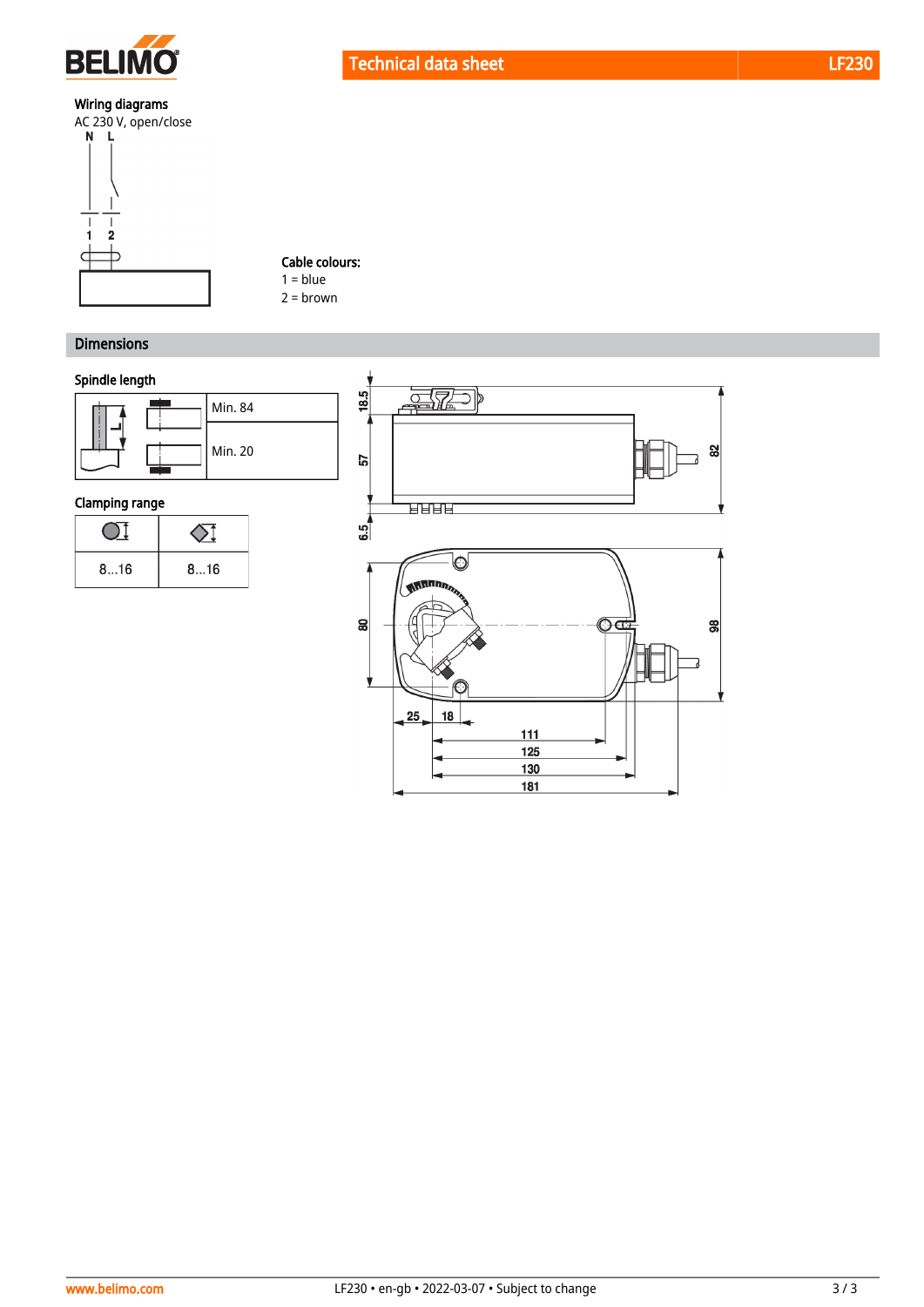## Wiring diagrams

AC 230 V, open/close

N L

1 2

Cable colours:
1 = blue
2 = brown

## Dimensions

### Spindle length

| | |
|---|---|
| | Min. 84 |
| | Min. 20 |

### Clamping range

| | |
|---|---|
| 8...16 | 8...16 |

18.5
57
6.5
82
80
98
25
18
111
125
130
181